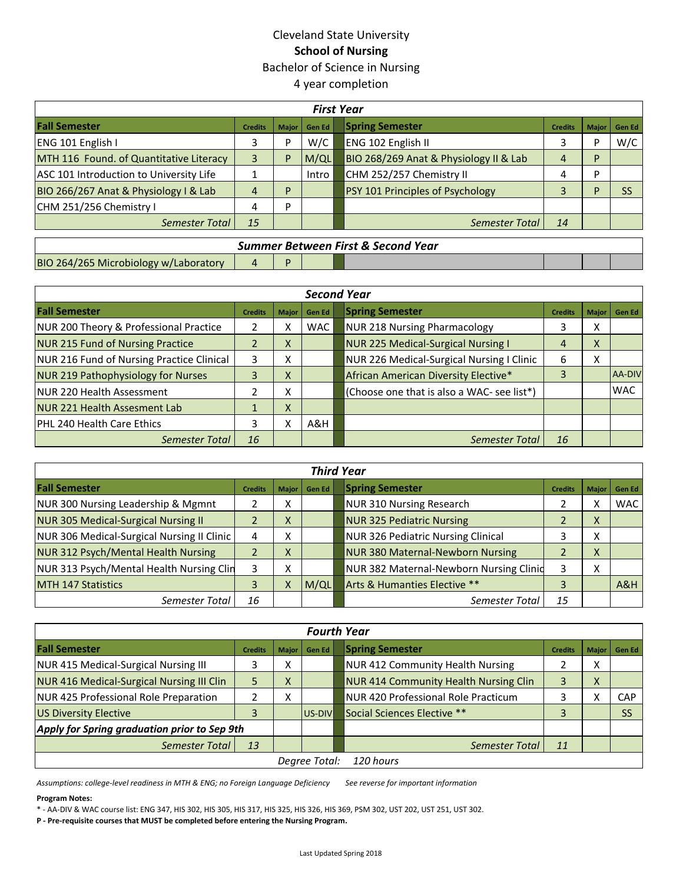# Cleveland State University

## School of Nursing

Bachelor of Science in Nursing

4 year completion

| *First Year* | | | | | | | |
|---|---|---|---|---|---|---|---|
| **Fall Semester** | **Credits** | **Major** | **Gen Ed** | **Spring Semester** | **Credits** | **Major** | **Gen Ed** |
| ENG 101 English I | 3 | P | W/C | ENG 102 English II | 3 | P | W/C |
| MTH 116 Found. of Quantitative Literacy | 3 | P | M/QL | BIO 268/269 Anat & Physiology II & Lab | 4 | P | |
| ASC 101 Introduction to University Life | 1 | | Intro | CHM 252/257 Chemistry II | 4 | P | |
| BIO 266/267 Anat & Physiology I & Lab | 4 | P | | PSY 101 Principles of Psychology | 3 | P | SS |
| CHM 251/256 Chemistry I | 4 | P | | | | | |
| *Semester Total* | *15* | | | *Semester Total* | *14* | | |

| *Summer Between First & Second Year* | | | | | | | |
|---|---|---|---|---|---|---|---|
| BIO 264/265 Microbiology w/Laboratory | 4 | P | | | | | |

| *Second Year* | | | | | | | |
|---|---|---|---|---|---|---|---|
| **Fall Semester** | **Credits** | **Major** | **Gen Ed** | **Spring Semester** | **Credits** | **Major** | **Gen Ed** |
| NUR 200 Theory & Professional Practice | 2 | X | WAC | NUR 218 Nursing Pharmacology | 3 | X | |
| NUR 215 Fund of Nursing Practice | 2 | X | | NUR 225 Medical-Surgical Nursing I | 4 | X | |
| NUR 216 Fund of Nursing Practice Clinical | 3 | X | | NUR 226 Medical-Surgical Nursing I Clinic | 6 | X | |
| NUR 219 Pathophysiology for Nurses | 3 | X | | African American Diversity Elective* | 3 | | AA-DIV |
| NUR 220 Health Assessment | 2 | X | | (Choose one that is also a WAC- see list*) | | | WAC |
| NUR 221 Health Assesment Lab | 1 | X | | | | | |
| PHL 240 Health Care Ethics | 3 | X | A&H | | | | |
| *Semester Total* | *16* | | | *Semester Total* | *16* | | |

| *Third Year* | | | | | | | |
|---|---|---|---|---|---|---|---|
| **Fall Semester** | **Credits** | **Major** | **Gen Ed** | **Spring Semester** | **Credits** | **Major** | **Gen Ed** |
| NUR 300 Nursing Leadership & Mgmnt | 2 | X | | NUR 310 Nursing Research | 2 | X | WAC |
| NUR 305 Medical-Surgical Nursing II | 2 | X | | NUR 325 Pediatric Nursing | 2 | X | |
| NUR 306 Medical-Surgical Nursing II Clinic | 4 | X | | NUR 326 Pediatric Nursing Clinical | 3 | X | |
| NUR 312 Psych/Mental Health Nursing | 2 | X | | NUR 380 Maternal-Newborn Nursing | 2 | X | |
| NUR 313 Psych/Mental Health Nursing Clin | 3 | X | | NUR 382 Maternal-Newborn Nursing Clinic | 3 | X | |
| MTH 147 Statistics | 3 | X | M/QL | Arts & Humanities Elective ** | 3 | | A&H |
| *Semester Total* | *16* | | | *Semester Total* | *15* | | |

| *Fourth Year* | | | | | | | |
|---|---|---|---|---|---|---|---|
| **Fall Semester** | **Credits** | **Major** | **Gen Ed** | **Spring Semester** | **Credits** | **Major** | **Gen Ed** |
| NUR 415 Medical-Surgical Nursing III | 3 | X | | NUR 412 Community Health Nursing | 2 | X | |
| NUR 416 Medical-Surgical Nursing III Clin | 5 | X | | NUR 414 Community Health Nursing Clin | 3 | X | |
| NUR 425 Professional Role Preparation | 2 | X | | NUR 420 Professional Role Practicum | 3 | X | CAP |
| US Diversity Elective | 3 | | US-DIV | Social Sciences Elective ** | 3 | | SS |
| ***Apply for Spring graduation prior to Sep 9th*** | | | | | | | |
| *Semester Total* | *13* | | | *Semester Total* | *11* | | |
| | | | *Degree Total:* | *120 hours* | | | |

*Assumptions: college-level readiness in MTH & ENG; no Foreign Language Deficiency*   *See reverse for important information*

**Program Notes:**

\* - AA-DIV & WAC course list: ENG 347, HIS 302, HIS 305, HIS 317, HIS 325, HIS 326, HIS 369, PSM 302, UST 202, UST 251, UST 302.

**P - Pre-requisite courses that MUST be completed before entering the Nursing Program.**

Last Updated Spring 2018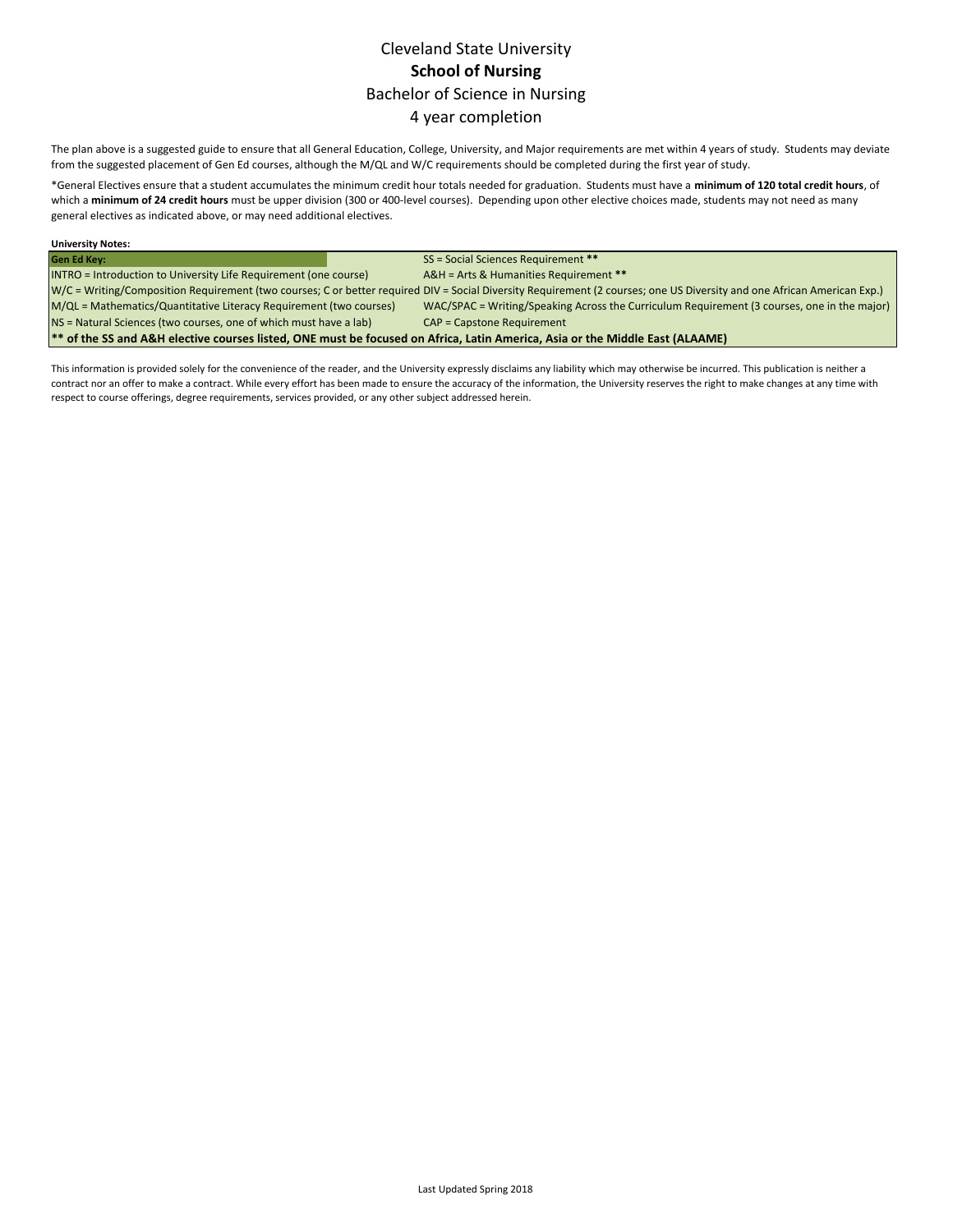# Cleveland State University

## School of Nursing

### Bachelor of Science in Nursing

### 4 year completion

The plan above is a suggested guide to ensure that all General Education, College, University, and Major requirements are met within 4 years of study. Students may deviate from the suggested placement of Gen Ed courses, although the M/QL and W/C requirements should be completed during the first year of study.

*General Electives ensure that a student accumulates the minimum credit hour totals needed for graduation. Students must have a **minimum of 120 total credit hours**, of which a **minimum of 24 credit hours** must be upper division (300 or 400-level courses). Depending upon other elective choices made, students may not need as many general electives as indicated above, or may need additional electives.

**University Notes:**

| **Gen Ed Key:** | SS = Social Sciences Requirement ** |
|---|---|
| INTRO = Introduction to University Life Requirement (one course) | A&H = Arts & Humanities Requirement ** |
| W/C = Writing/Composition Requirement (two courses; C or better required | DIV = Social Diversity Requirement (2 courses; one US Diversity and one African American Exp.) |
| M/QL = Mathematics/Quantitative Literacy Requirement (two courses) | WAC/SPAC = Writing/Speaking Across the Curriculum Requirement (3 courses, one in the major) |
| NS = Natural Sciences (two courses, one of which must have a lab) | CAP = Capstone Requirement |
| **** of the SS and A&H elective courses listed, ONE must be focused on Africa, Latin America, Asia or the Middle East (ALAAME)** | |

This information is provided solely for the convenience of the reader, and the University expressly disclaims any liability which may otherwise be incurred. This publication is neither a contract nor an offer to make a contract. While every effort has been made to ensure the accuracy of the information, the University reserves the right to make changes at any time with respect to course offerings, degree requirements, services provided, or any other subject addressed herein.

Last Updated Spring 2018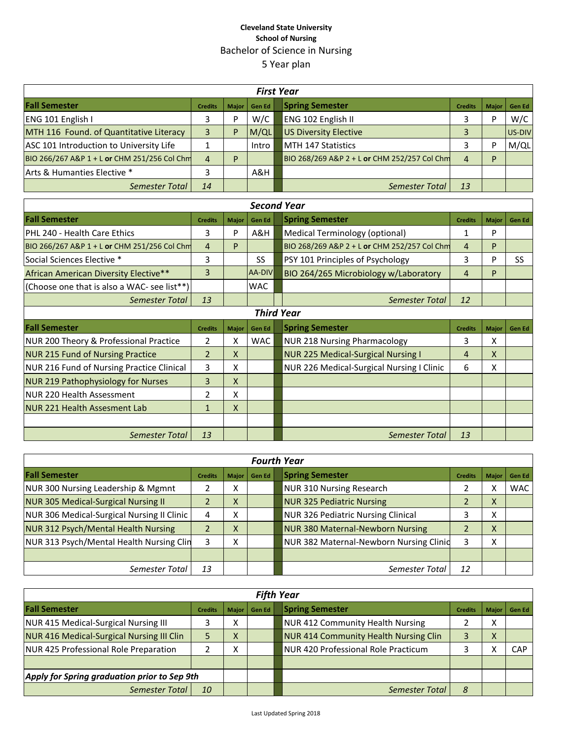**Cleveland State University**
**School of Nursing**
Bachelor of Science in Nursing
5 Year plan

| ***First Year*** | | | | | | | |
|---|---|---|---|---|---|---|---|
| **Fall Semester** | **Credits** | **Major** | **Gen Ed** | **Spring Semester** | **Credits** | **Major** | **Gen Ed** |
| ENG 101 English I | 3 | P | W/C | ENG 102 English II | 3 | P | W/C |
| MTH 116 Found. of Quantitative Literacy | 3 | P | M/QL | US Diversity Elective | 3 | | US-DIV |
| ASC 101 Introduction to University Life | 1 | | Intro | MTH 147 Statistics | 3 | P | M/QL |
| BIO 266/267 A&P 1 + L **or** CHM 251/256 Col Chm | 4 | P | | BIO 268/269 A&P 2 + L **or** CHM 252/257 Col Chm | 4 | P | |
| Arts & Humanties Elective * | 3 | | A&H | | | | |
| *Semester Total* | *14* | | | *Semester Total* | *13* | | |

| ***Second Year*** | | | | | | | |
|---|---|---|---|---|---|---|---|
| **Fall Semester** | **Credits** | **Major** | **Gen Ed** | **Spring Semester** | **Credits** | **Major** | **Gen Ed** |
| PHL 240 - Health Care Ethics | 3 | P | A&H | Medical Terminology (optional) | 1 | P | |
| BIO 266/267 A&P 1 + L **or** CHM 251/256 Col Chm | 4 | P | | BIO 268/269 A&P 2 + L **or** CHM 252/257 Col Chm | 4 | P | |
| Social Sciences Elective * | 3 | | SS | PSY 101 Principles of Psychology | 3 | P | SS |
| African American Diversity Elective** | 3 | | AA-DIV | BIO 264/265 Microbiology w/Laboratory | 4 | P | |
| (Choose one that is also a WAC- see list**) | | | WAC | | | | |
| *Semester Total* | *13* | | | *Semester Total* | *12* | | |

| ***Third Year*** | | | | | | | |
|---|---|---|---|---|---|---|---|
| **Fall Semester** | **Credits** | **Major** | **Gen Ed** | **Spring Semester** | **Credits** | **Major** | **Gen Ed** |
| NUR 200 Theory & Professional Practice | 2 | X | WAC | NUR 218 Nursing Pharmacology | 3 | X | |
| NUR 215 Fund of Nursing Practice | 2 | X | | NUR 225 Medical-Surgical Nursing I | 4 | X | |
| NUR 216 Fund of Nursing Practice Clinical | 3 | X | | NUR 226 Medical-Surgical Nursing I Clinic | 6 | X | |
| NUR 219 Pathophysiology for Nurses | 3 | X | | | | | |
| NUR 220 Health Assessment | 2 | X | | | | | |
| NUR 221 Health Assesment Lab | 1 | X | | | | | |
| *Semester Total* | *13* | | | *Semester Total* | *13* | | |

| ***Fourth Year*** | | | | | | | |
|---|---|---|---|---|---|---|---|
| **Fall Semester** | **Credits** | **Major** | **Gen Ed** | **Spring Semester** | **Credits** | **Major** | **Gen Ed** |
| NUR 300 Nursing Leadership & Mgmnt | 2 | X | | NUR 310 Nursing Research | 2 | X | WAC |
| NUR 305 Medical-Surgical Nursing II | 2 | X | | NUR 325 Pediatric Nursing | 2 | X | |
| NUR 306 Medical-Surgical Nursing II Clinic | 4 | X | | NUR 326 Pediatric Nursing Clinical | 3 | X | |
| NUR 312 Psych/Mental Health Nursing | 2 | X | | NUR 380 Maternal-Newborn Nursing | 2 | X | |
| NUR 313 Psych/Mental Health Nursing Clin | 3 | X | | NUR 382 Maternal-Newborn Nursing Clinic | 3 | X | |
| *Semester Total* | *13* | | | *Semester Total* | *12* | | |

| ***Fifth Year*** | | | | | | | |
|---|---|---|---|---|---|---|---|
| **Fall Semester** | **Credits** | **Major** | **Gen Ed** | **Spring Semester** | **Credits** | **Major** | **Gen Ed** |
| NUR 415 Medical-Surgical Nursing III | 3 | X | | NUR 412 Community Health Nursing | 2 | X | |
| NUR 416 Medical-Surgical Nursing III Clin | 5 | X | | NUR 414 Community Health Nursing Clin | 3 | X | |
| NUR 425 Professional Role Preparation | 2 | X | | NUR 420 Professional Role Practicum | 3 | X | CAP |
| ***Apply for Spring graduation prior to Sep 9th*** | | | | | | | |
| *Semester Total* | *10* | | | *Semester Total* | *8* | | |

Last Updated Spring 2018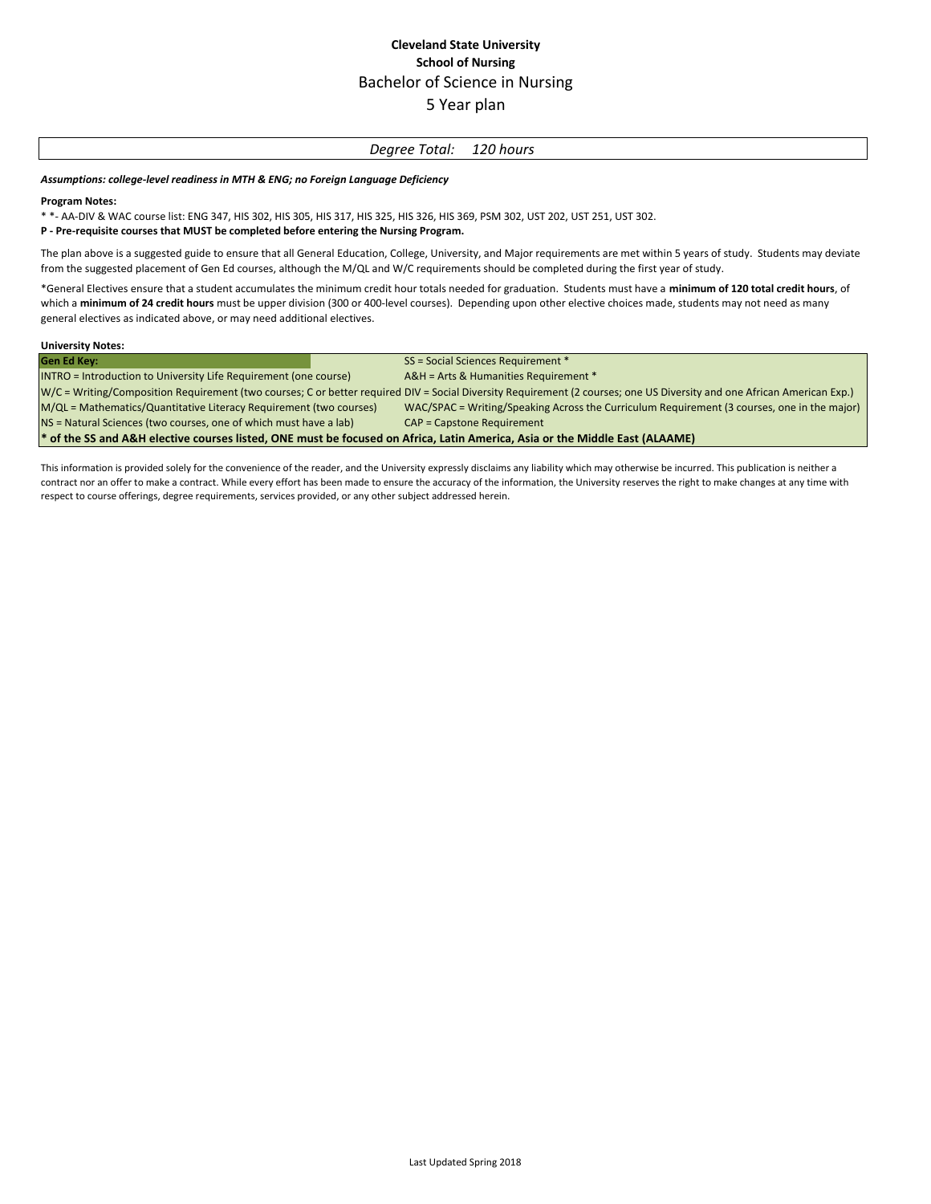**Cleveland State University**
**School of Nursing**
Bachelor of Science in Nursing
5 Year plan

*Degree Total: 120 hours*

***Assumptions: college-level readiness in MTH & ENG; no Foreign Language Deficiency***

**Program Notes:**

* *- AA-DIV & WAC course list: ENG 347, HIS 302, HIS 305, HIS 317, HIS 325, HIS 326, HIS 369, PSM 302, UST 202, UST 251, UST 302.

**P - Pre-requisite courses that MUST be completed before entering the Nursing Program.**

The plan above is a suggested guide to ensure that all General Education, College, University, and Major requirements are met within 5 years of study. Students may deviate from the suggested placement of Gen Ed courses, although the M/QL and W/C requirements should be completed during the first year of study.

*General Electives ensure that a student accumulates the minimum credit hour totals needed for graduation. Students must have a **minimum of 120 total credit hours**, of which a **minimum of 24 credit hours** must be upper division (300 or 400-level courses). Depending upon other elective choices made, students may not need as many general electives as indicated above, or may need additional electives.

**University Notes:**

| | |
|---|---|
| **Gen Ed Key:** | SS = Social Sciences Requirement * |
| INTRO = Introduction to University Life Requirement (one course) | A&H = Arts & Humanities Requirement * |
| W/C = Writing/Composition Requirement (two courses; C or better required | DIV = Social Diversity Requirement (2 courses; one US Diversity and one African American Exp.) |
| M/QL = Mathematics/Quantitative Literacy Requirement (two courses) | WAC/SPAC = Writing/Speaking Across the Curriculum Requirement (3 courses, one in the major) |
| NS = Natural Sciences (two courses, one of which must have a lab) | CAP = Capstone Requirement |
| **\* of the SS and A&H elective courses listed, ONE must be focused on Africa, Latin America, Asia or the Middle East (ALAAME)** | |

This information is provided solely for the convenience of the reader, and the University expressly disclaims any liability which may otherwise be incurred. This publication is neither a contract nor an offer to make a contract. While every effort has been made to ensure the accuracy of the information, the University reserves the right to make changes at any time with respect to course offerings, degree requirements, services provided, or any other subject addressed herein.

Last Updated Spring 2018